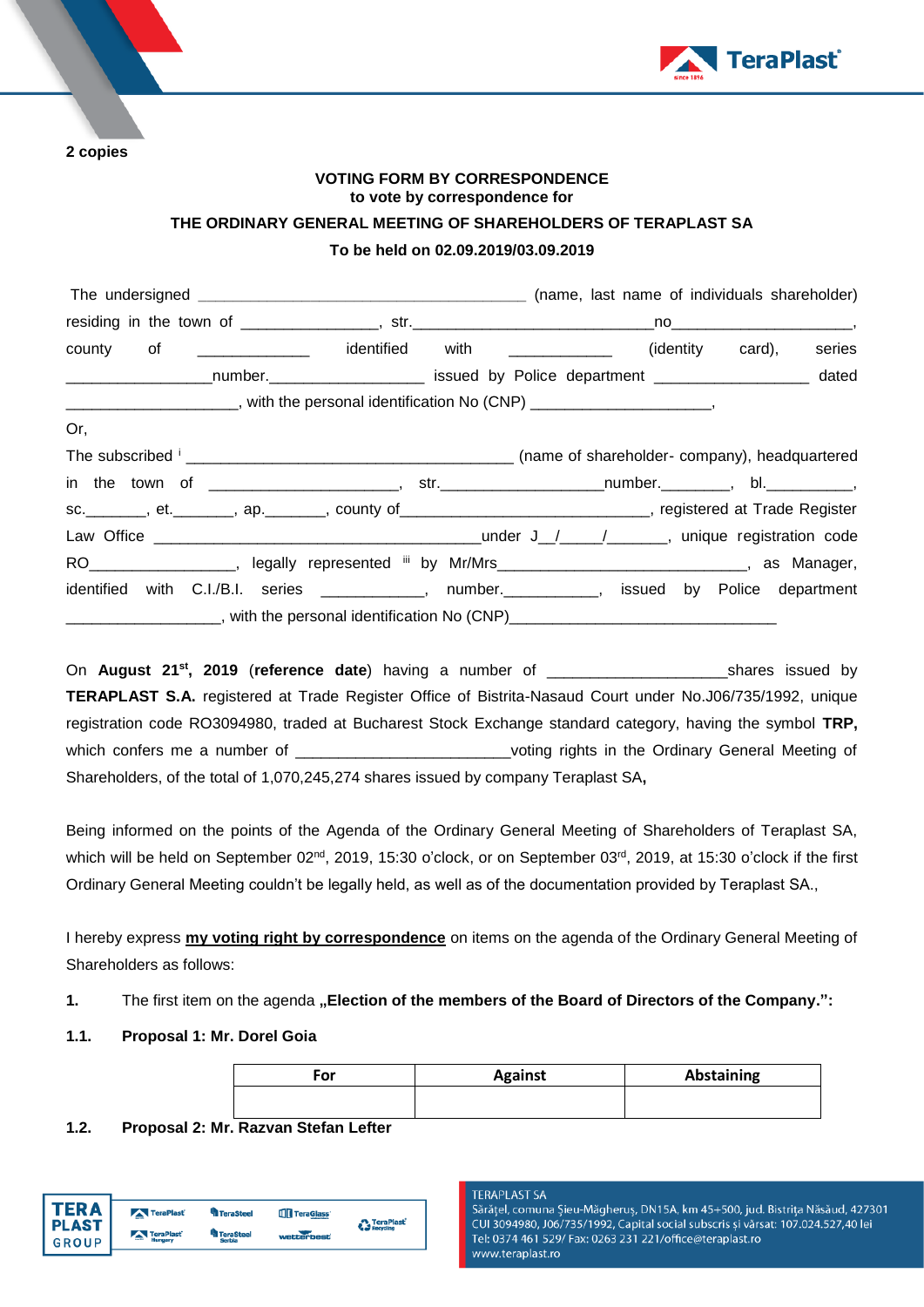**2 copies**

**VOTING FORM BY CORRESPONDENCE**
**to vote by correspondence for**
**THE ORDINARY GENERAL MEETING OF SHAREHOLDERS OF TERAPLAST SA**
**To be held on 02.09.2019/03.09.2019**

The undersigned ______________________________________ (name, last name of individuals shareholder) residing in the town of _______________, str.____________________________no_____________________, county of _____________ identified with ____________ (identity card), series _________________number.__________________ issued by Police department __________________ dated ____________________, with the personal identification No (CNP) _____________________,

Or,

The subscribed [i] ______________________________________ (name of shareholder- company), headquartered in the town of ______________________, str.__________________number.________, bl.__________, sc._______, et._______, ap._______, county of___________________________, registered at Trade Register Law Office ______________________________________under J__/_____/_______, unique registration code RO_________________, legally represented [iii] by Mr/Mrs______________________________, as Manager, identified with C.I./B.I. series ____________, number.___________, issued by Police department __________________, with the personal identification No (CNP)________________________________

On **August 21st, 2019** (**reference date**) having a number of ____________________shares issued by **TERAPLAST S.A.** registered at Trade Register Office of Bistrita-Nasaud Court under No.J06/735/1992, unique registration code RO3094980, traded at Bucharest Stock Exchange standard category, having the symbol **TRP,** which confers me a number of ________________________voting rights in the Ordinary General Meeting of Shareholders, of the total of 1,070,245,274 shares issued by company Teraplast SA**,**

Being informed on the points of the Agenda of the Ordinary General Meeting of Shareholders of Teraplast SA, which will be held on September 02nd, 2019, 15:30 o'clock, or on September 03rd, 2019, at 15:30 o'clock if the first Ordinary General Meeting couldn't be legally held, as well as of the documentation provided by Teraplast SA.,

I hereby express **my voting right by correspondence** on items on the agenda of the Ordinary General Meeting of Shareholders as follows:

**1.** The first item on the agenda **„Election of the members of the Board of Directors of the Company.":**

**1.1. Proposal 1: Mr. Dorel Goia**

| For | Against | Abstaining |
|---|---|---|
| | | |

**1.2. Proposal 2: Mr. Razvan Stefan Lefter**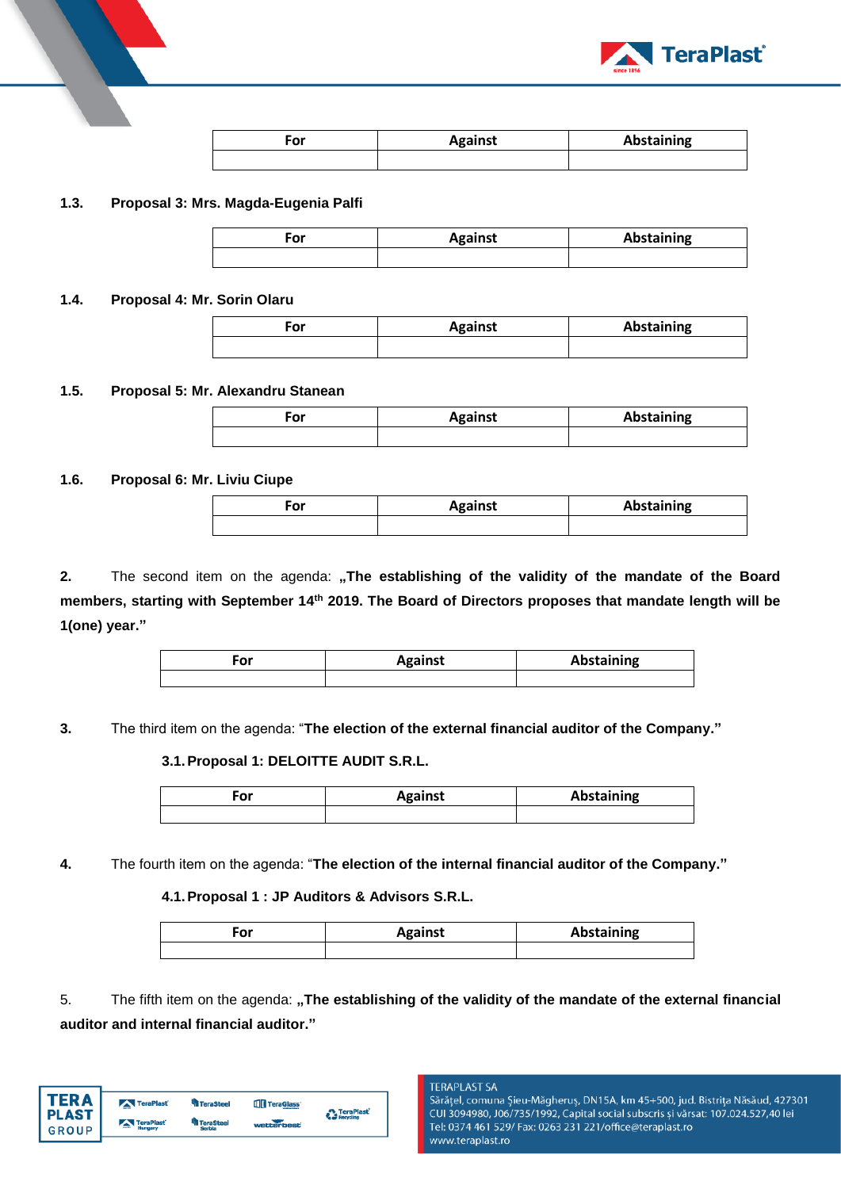| For | Against | Abstaining |
|---|---|---|
| | | |

**1.3. Proposal 3: Mrs. Magda-Eugenia Palfi**

| For | Against | Abstaining |
|---|---|---|
| | | |

**1.4. Proposal 4: Mr. Sorin Olaru**

| For | Against | Abstaining |
|---|---|---|
| | | |

**1.5. Proposal 5: Mr. Alexandru Stanean**

| For | Against | Abstaining |
|---|---|---|
| | | |

**1.6. Proposal 6: Mr. Liviu Ciupe**

| For | Against | Abstaining |
|---|---|---|
| | | |

**2.** The second item on the agenda: **„The establishing of the validity of the mandate of the Board members, starting with September 14th 2019. The Board of Directors proposes that mandate length will be 1(one) year."**

| For | Against | Abstaining |
|---|---|---|
| | | |

**3.** The third item on the agenda: "**The election of the external financial auditor of the Company."**

**3.1. Proposal 1: DELOITTE AUDIT S.R.L.**

| For | Against | Abstaining |
|---|---|---|
| | | |

**4.** The fourth item on the agenda: "**The election of the internal financial auditor of the Company."**

**4.1. Proposal 1 : JP Auditors & Advisors S.R.L.**

| For | Against | Abstaining |
|---|---|---|
| | | |

5. The fifth item on the agenda: **„The establishing of the validity of the mandate of the external financial auditor and internal financial auditor."**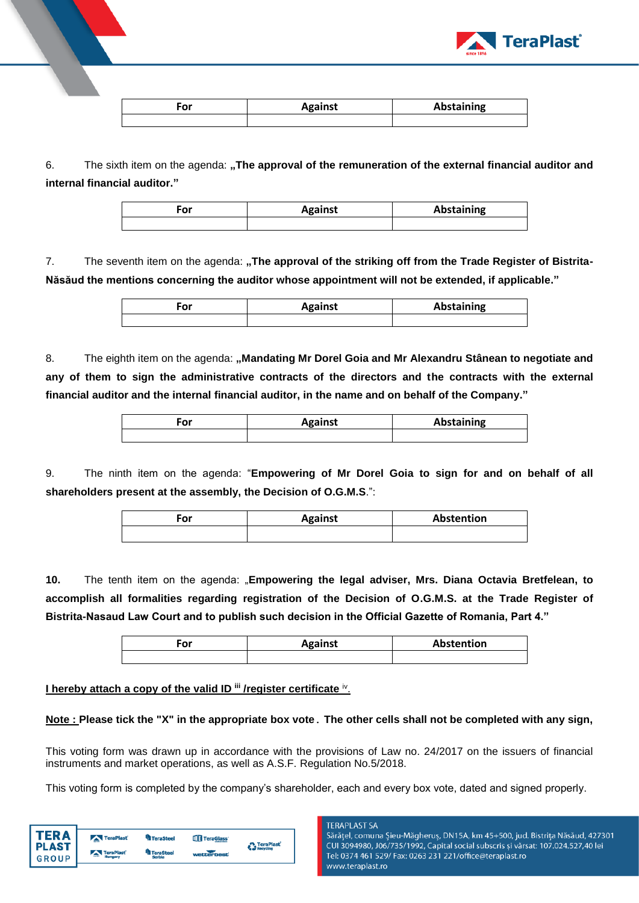| For | Against | Abstaining |
| --- | --- | --- |
| | | |

6. The sixth item on the agenda: **„The approval of the remuneration of the external financial auditor and internal financial auditor."**

| For | Against | Abstaining |
| --- | --- | --- |
| | | |

7. The seventh item on the agenda: **„The approval of the striking off from the Trade Register of Bistrita-Năsăud the mentions concerning the auditor whose appointment will not be extended, if applicable."**

| For | Against | Abstaining |
| --- | --- | --- |
| | | |

8. The eighth item on the agenda: **„Mandating Mr Dorel Goia and Mr Alexandru Stânean to negotiate and any of them to sign the administrative contracts of the directors and the contracts with the external financial auditor and the internal financial auditor, in the name and on behalf of the Company."**

| For | Against | Abstaining |
| --- | --- | --- |
| | | |

9. The ninth item on the agenda: "**Empowering of Mr Dorel Goia to sign for and on behalf of all shareholders present at the assembly, the Decision of O.G.M.S**.":

| For | Against | Abstention |
| --- | --- | --- |
| | | |

**10.** The tenth item on the agenda: „**Empowering the legal adviser, Mrs. Diana Octavia Bretfelean, to accomplish all formalities regarding registration of the Decision of O.G.M.S. at the Trade Register of Bistrita-Nasaud Law Court and to publish such decision in the Official Gazette of Romania, Part 4."**

| For | Against | Abstention |
| --- | --- | --- |
| | | |

**I hereby attach a copy of the valid ID [iii] /register certificate [iv].**

**Note : Please tick the "X" in the appropriate box vote . The other cells shall not be completed with any sign,**

This voting form was drawn up in accordance with the provisions of Law no. 24/2017 on the issuers of financial instruments and market operations, as well as A.S.F. Regulation No.5/2018.

This voting form is completed by the company's shareholder, each and every box vote, dated and signed properly.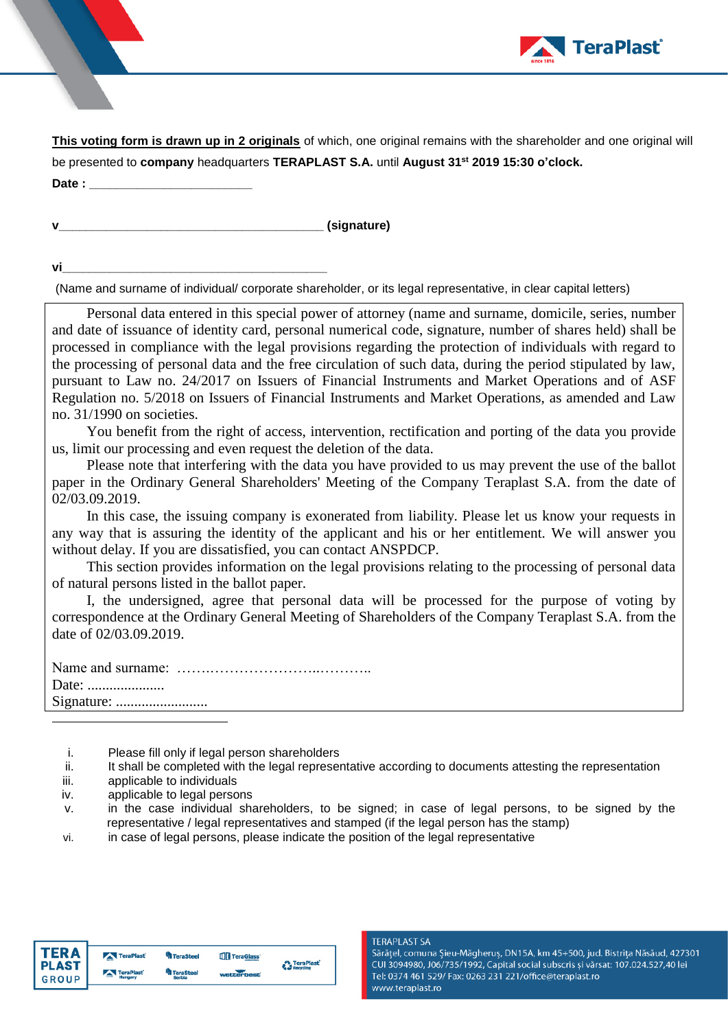**This voting form is drawn up in 2 originals** of which, one original remains with the shareholder and one original will be presented to **company** headquarters **TERAPLAST S.A.** until **August 31st 2019 15:30 o'clock.**

**Date :** ________________________

**v**_______________________________________ **(signature)**

**vi**_______________________________________

(Name and surname of individual/ corporate shareholder, or its legal representative, in clear capital letters)

> Personal data entered in this special power of attorney (name and surname, domicile, series, number and date of issuance of identity card, personal numerical code, signature, number of shares held) shall be processed in compliance with the legal provisions regarding the protection of individuals with regard to the processing of personal data and the free circulation of such data, during the period stipulated by law, pursuant to Law no. 24/2017 on Issuers of Financial Instruments and Market Operations and of ASF Regulation no. 5/2018 on Issuers of Financial Instruments and Market Operations, as amended and Law no. 31/1990 on societies.
>
> You benefit from the right of access, intervention, rectification and porting of the data you provide us, limit our processing and even request the deletion of the data.
>
> Please note that interfering with the data you have provided to us may prevent the use of the ballot paper in the Ordinary General Shareholders' Meeting of the Company Teraplast S.A. from the date of 02/03.09.2019.
>
> In this case, the issuing company is exonerated from liability. Please let us know your requests in any way that is assuring the identity of the applicant and his or her entitlement. We will answer you without delay. If you are dissatisfied, you can contact ANSPDCP.
>
> This section provides information on the legal provisions relating to the processing of personal data of natural persons listed in the ballot paper.
>
> I, the undersigned, agree that personal data will be processed for the purpose of voting by correspondence at the Ordinary General Meeting of Shareholders of the Company Teraplast S.A. from the date of 02/03.09.2019.
>
> Name and surname: ……..…………………..………..
> Date: .....................
> Signature: .........................

---

i. Please fill only if legal person shareholders
ii. It shall be completed with the legal representative according to documents attesting the representation
iii. applicable to individuals
iv. applicable to legal persons
v. in the case individual shareholders, to be signed; in case of legal persons, to be signed by the representative / legal representatives and stamped (if the legal person has the stamp)
vi. in case of legal persons, please indicate the position of the legal representative

TERAPLAST SA
Sărățel, comuna Șieu-Măgheruș, DN15A, km 45+500, jud. Bistrița Năsăud, 427301
CUI 3094980, J06/735/1992, Capital social subscris și vărsat: 107.024.527,40 lei
Tel: 0374 461 529/ Fax: 0263 231 221/office@teraplast.ro
www.teraplast.ro